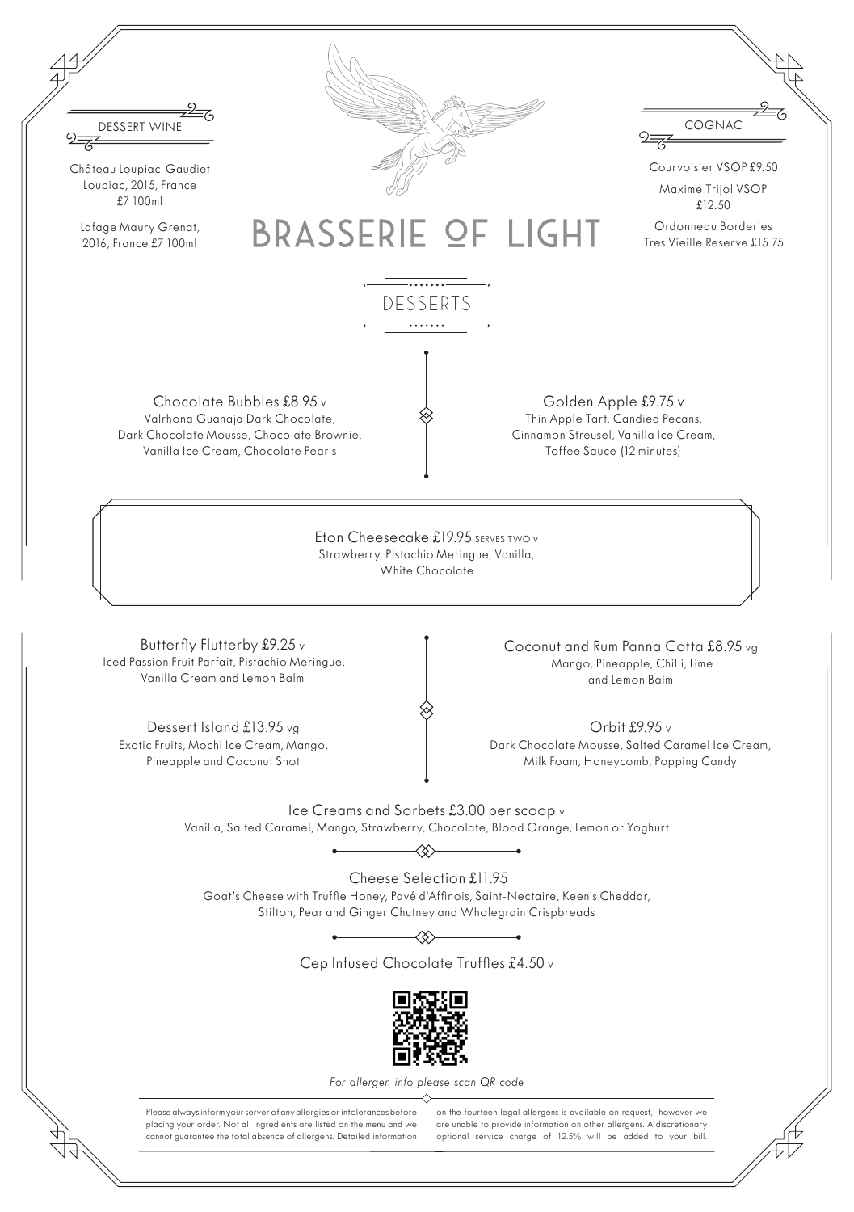# BRASSERIE OF LIGHT

## DESSERT WINE

Château Loupiac-Gaudiet
Loupiac, 2015, France
£7 100ml

Lafage Maury Grenat,
2016, France £7 100ml

## COGNAC

Courvoisier VSOP £9.50

Maxime Trijol VSOP
£12.50

Ordonneau Borderies
Tres Vieille Reserve £15.75

## DESSERTS

Chocolate Bubbles £8.95 v
Valrhona Guanaja Dark Chocolate,
Dark Chocolate Mousse, Chocolate Brownie,
Vanilla Ice Cream, Chocolate Pearls

Golden Apple £9.75 v
Thin Apple Tart, Candied Pecans,
Cinnamon Streusel, Vanilla Ice Cream,
Toffee Sauce (12 minutes)

Eton Cheesecake £19.95 SERVES TWO v
Strawberry, Pistachio Meringue, Vanilla,
White Chocolate

Butterfly Flutterby £9.25 v
Iced Passion Fruit Parfait, Pistachio Meringue,
Vanilla Cream and Lemon Balm

Dessert Island £13.95 vg
Exotic Fruits, Mochi Ice Cream, Mango,
Pineapple and Coconut Shot

Coconut and Rum Panna Cotta £8.95 vg
Mango, Pineapple, Chilli, Lime
and Lemon Balm

Orbit £9.95 v
Dark Chocolate Mousse, Salted Caramel Ice Cream,
Milk Foam, Honeycomb, Popping Candy

Ice Creams and Sorbets £3.00 per scoop v
Vanilla, Salted Caramel, Mango, Strawberry, Chocolate, Blood Orange, Lemon or Yoghurt

Cheese Selection £11.95
Goat's Cheese with Truffle Honey, Pavé d'Affinois, Saint-Nectaire, Keen's Cheddar,
Stilton, Pear and Ginger Chutney and Wholegrain Crispbreads

Cep Infused Chocolate Truffles £4.50 v

*For allergen info please scan QR code*

Please always inform your server of any allergies or intolerances before placing your order. Not all ingredients are listed on the menu and we cannot guarantee the total absence of allergens. Detailed information on the fourteen legal allergens is available on request, however we are unable to provide information on other allergens. A discretionary optional service charge of 12.5% will be added to your bill.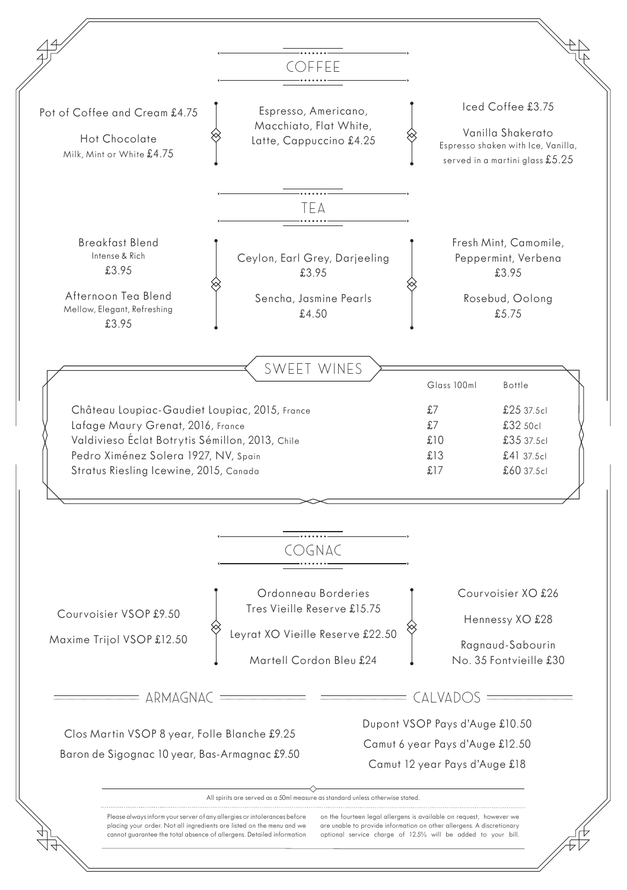## COFFEE

Pot of Coffee and Cream £4.75

Hot Chocolate
Milk, Mint or White £4.75

Espresso, Americano, Macchiato, Flat White, Latte, Cappuccino £4.25

Iced Coffee £3.75

Vanilla Shakerato
Espresso shaken with Ice, Vanilla, served in a martini glass £5.25

## TEA

Breakfast Blend
Intense & Rich
£3.95

Afternoon Tea Blend
Mellow, Elegant, Refreshing
£3.95

Ceylon, Earl Grey, Darjeeling
£3.95

Sencha, Jasmine Pearls
£4.50

Fresh Mint, Camomile, Peppermint, Verbena
£3.95

Rosebud, Oolong
£5.75

## SWEET WINES

| | Glass 100ml | Bottle |
|---|---|---|
| Château Loupiac-Gaudiet Loupiac, 2015, France | £7 | £25 37.5cl |
| Lafage Maury Grenat, 2016, France | £7 | £32 50cl |
| Valdivieso Éclat Botrytis Sémillon, 2013, Chile | £10 | £35 37.5cl |
| Pedro Ximénez Solera 1927, NV, Spain | £13 | £41 37.5cl |
| Stratus Riesling Icewine, 2015, Canada | £17 | £60 37.5cl |

## COGNAC

Courvoisier VSOP £9.50

Maxime Trijol VSOP £12.50

Ordonneau Borderies Tres Vieille Reserve £15.75

Leyrat XO Vieille Reserve £22.50

Martell Cordon Bleu £24

Courvoisier XO £26

Hennessy XO £28

Ragnaud-Sabourin No. 35 Fontvieille £30

## ARMAGNAC

Clos Martin VSOP 8 year, Folle Blanche £9.25

Baron de Sigognac 10 year, Bas-Armagnac £9.50

## CALVADOS

Dupont VSOP Pays d'Auge £10.50

Camut 6 year Pays d'Auge £12.50

Camut 12 year Pays d'Auge £18

All spirits are served as a 50ml measure as standard unless otherwise stated.

Please always inform your server of any allergies or intolerances before placing your order. Not all ingredients are listed on the menu and we cannot guarantee the total absence of allergens. Detailed information on the fourteen legal allergens is available on request, however we are unable to provide information on other allergens. A discretionary optional service charge of 12.5% will be added to your bill.